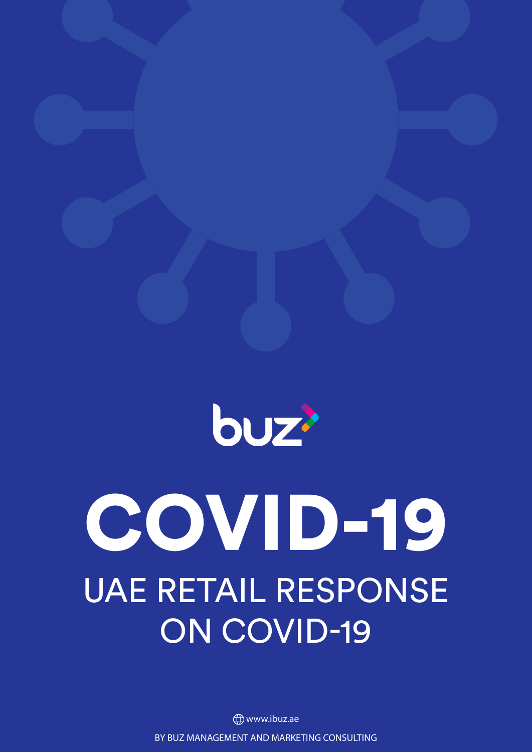buz

# COVID-19

## UAE RETAIL RESPONSE ON COVID-19

www.ibuz.ae

BY BUZ MANAGEMENT AND MARKETING CONSULTING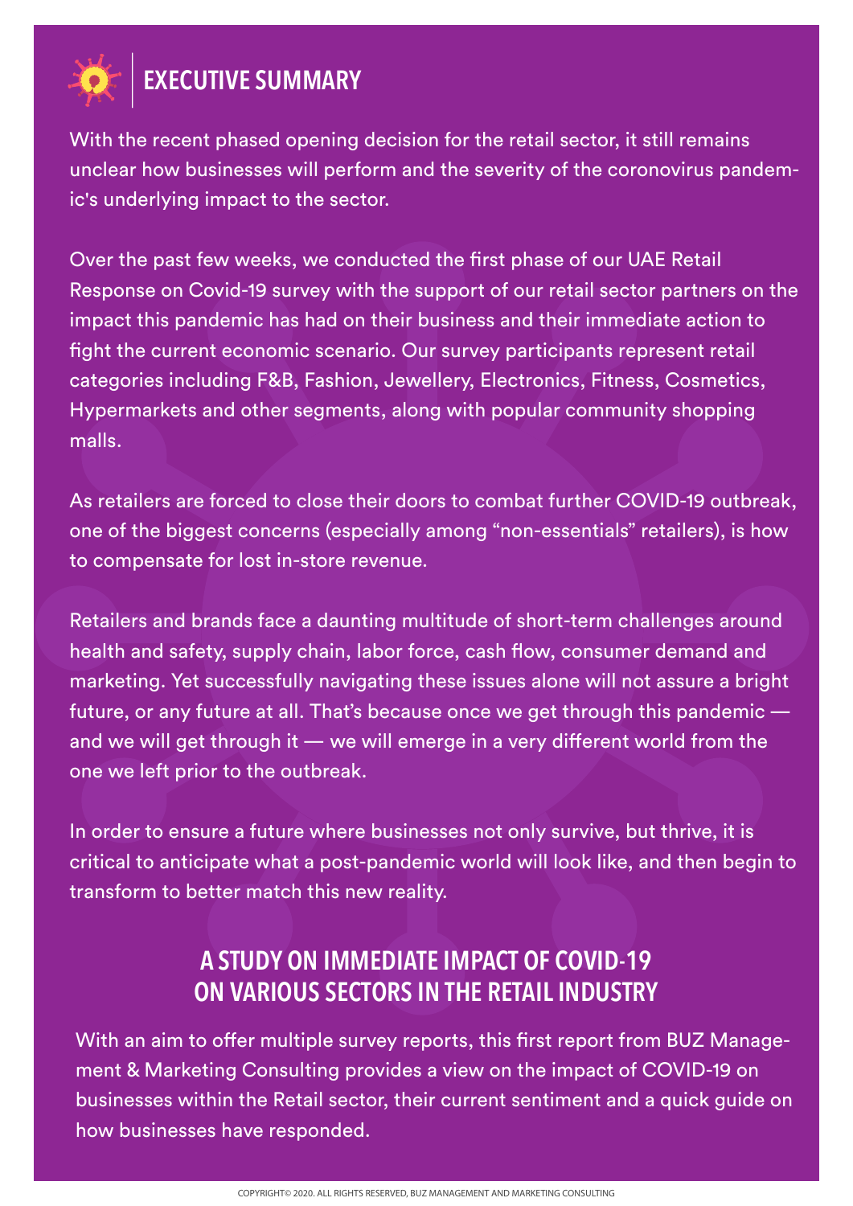# EXECUTIVE SUMMARY

With the recent phased opening decision for the retail sector, it still remains unclear how businesses will perform and the severity of the coronovirus pandemic's underlying impact to the sector.

Over the past few weeks, we conducted the first phase of our UAE Retail Response on Covid-19 survey with the support of our retail sector partners on the impact this pandemic has had on their business and their immediate action to fight the current economic scenario. Our survey participants represent retail categories including F&B, Fashion, Jewellery, Electronics, Fitness, Cosmetics, Hypermarkets and other segments, along with popular community shopping malls.

As retailers are forced to close their doors to combat further COVID-19 outbreak, one of the biggest concerns (especially among "non-essentials" retailers), is how to compensate for lost in-store revenue.

Retailers and brands face a daunting multitude of short-term challenges around health and safety, supply chain, labor force, cash flow, consumer demand and marketing. Yet successfully navigating these issues alone will not assure a bright future, or any future at all. That's because once we get through this pandemic — and we will get through it — we will emerge in a very different world from the one we left prior to the outbreak.

In order to ensure a future where businesses not only survive, but thrive, it is critical to anticipate what a post-pandemic world will look like, and then begin to transform to better match this new reality.

## A STUDY ON IMMEDIATE IMPACT OF COVID-19 ON VARIOUS SECTORS IN THE RETAIL INDUSTRY

With an aim to offer multiple survey reports, this first report from BUZ Management & Marketing Consulting provides a view on the impact of COVID-19 on businesses within the Retail sector, their current sentiment and a quick guide on how businesses have responded.

COPYRIGHT© 2020. ALL RIGHTS RESERVED, BUZ MANAGEMENT AND MARKETING CONSULTING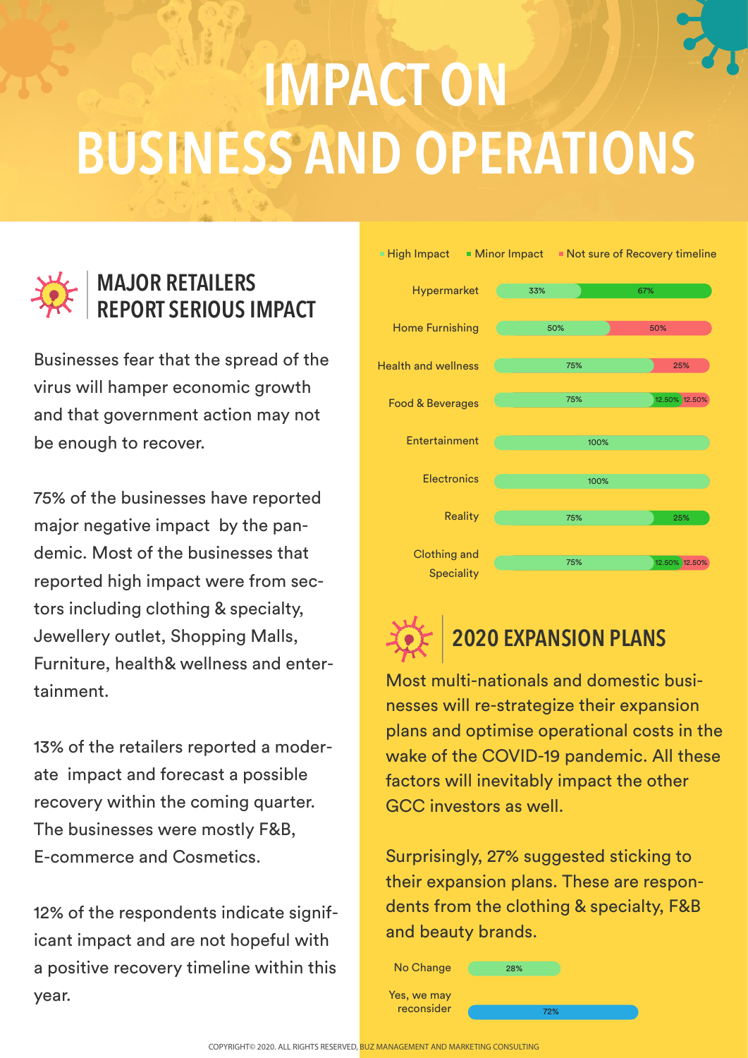# IMPACT ON BUSINESS AND OPERATIONS

## MAJOR RETAILERS REPORT SERIOUS IMPACT

Businesses fear that the spread of the virus will hamper economic growth and that government action may not be enough to recover.

75% of the businesses have reported major negative impact by the pandemic. Most of the businesses that reported high impact were from sectors including clothing & specialty, Jewellery outlet, Shopping Malls, Furniture, health& wellness and entertainment.

13% of the retailers reported a moderate impact and forecast a possible recovery within the coming quarter. The businesses were mostly F&B, E-commerce and Cosmetics.

12% of the respondents indicate significant impact and are not hopeful with a positive recovery timeline within this year.

| | High Impact | Minor Impact | Not sure of Recovery timeline |
|---|---|---|---|
| Hypermarket | 33% | 67% | |
| Home Furnishing | 50% | | 50% |
| Health and wellness | 75% | | 25% |
| Food & Beverages | 75% | 12.50% | 12.50% |
| Entertainment | 100% | | |
| Electronics | 100% | | |
| Reality | 75% | 25% | |
| Clothing and Speciality | 75% | 12.50% | 12.50% |

## 2020 EXPANSION PLANS

Most multi-nationals and domestic businesses will re-strategize their expansion plans and optimise operational costs in the wake of the COVID-19 pandemic. All these factors will inevitably impact the other GCC investors as well.

Surprisingly, 27% suggested sticking to their expansion plans. These are respondents from the clothing & specialty, F&B and beauty brands.

| | |
|---|---|
| No Change | 28% |
| Yes, we may reconsider | 72% |

COPYRIGHT© 2020. ALL RIGHTS RESERVED, BUZ MANAGEMENT AND MARKETING CONSULTING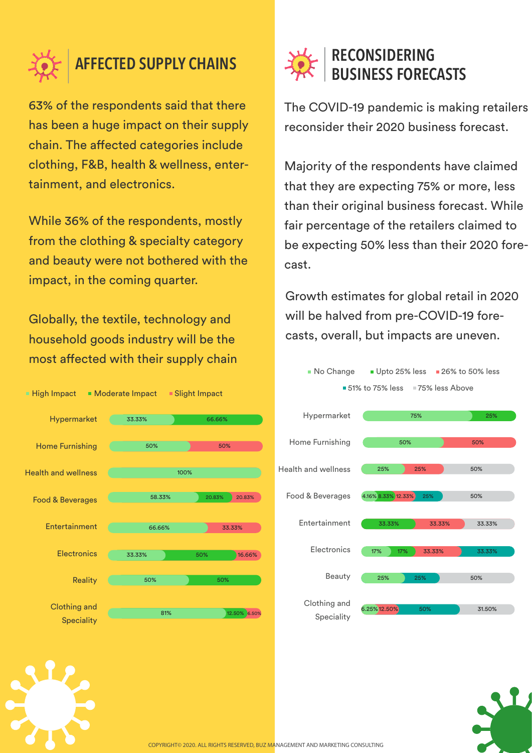## AFFECTED SUPPLY CHAINS

63% of the respondents said that there has been a huge impact on their supply chain. The affected categories include clothing, F&B, health & wellness, entertainment, and electronics.

While 36% of the respondents, mostly from the clothing & specialty category and beauty were not bothered with the impact, in the coming quarter.

Globally, the textile, technology and household goods industry will be the most affected with their supply chain

| Category | High Impact | Moderate Impact | Slight Impact |
|---|---|---|---|
| Hypermarket | 33.33% | 66.66% | |
| Home Furnishing | 50% | | 50% |
| Health and wellness | 100% | | |
| Food & Beverages | 58.33% | 20.83% | 20.83% |
| Entertainment | 66.66% | | 33.33% |
| Electronics | 33.33% | 50% | 16.66% |
| Reality | 50% | 50% | |
| Clothing and Speciality | 81% | 12.50% | 6.50% |

## RECONSIDERING BUSINESS FORECASTS

The COVID-19 pandemic is making retailers reconsider their 2020 business forecast.

Majority of the respondents have claimed that they are expecting 75% or more, less than their original business forecast. While fair percentage of the retailers claimed to be expecting 50% less than their 2020 forecast.

Growth estimates for global retail in 2020 will be halved from pre-COVID-19 forecasts, overall, but impacts are uneven.

| Category | No Change | Upto 25% less | 26% to 50% less | 51% to 75% less | 75% less Above |
|---|---|---|---|---|---|
| Hypermarket | 75% | 25% | | | |
| Home Furnishing | 50% | | 50% | | |
| Health and wellness | 25% | | 25% | | 50% |
| Food & Beverages | 4.16% | 8.33% | 12.33% | 25% | 50% |
| Entertainment | | 33.33% | 33.33% | | 33.33% |
| Electronics | 17% | 17% | 33.33% | 33.33% | |
| Beauty | 25% | | | 25% | 50% |
| Clothing and Speciality | 6.25% | | 12.50% | 50% | 31.50% |

COPYRIGHT© 2020. ALL RIGHTS RESERVED, BUZ MANAGEMENT AND MARKETING CONSULTING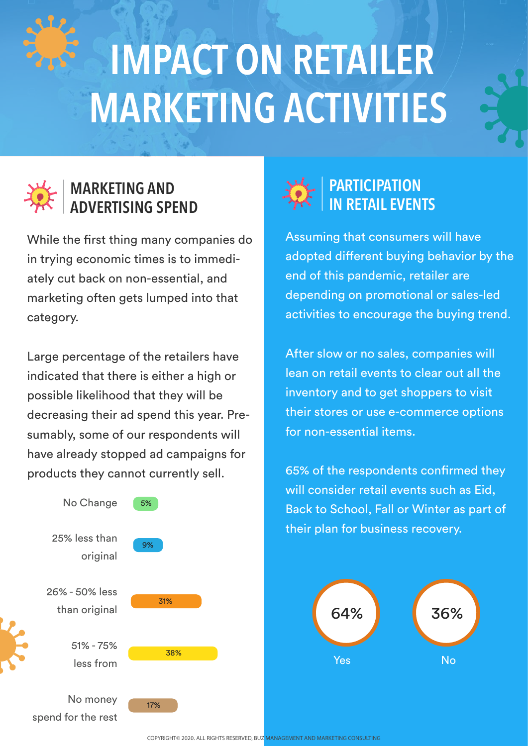# IMPACT ON RETAILER MARKETING ACTIVITIES

## MARKETING AND ADVERTISING SPEND

While the first thing many companies do in trying economic times is to immediately cut back on non-essential, and marketing often gets lumped into that category.

Large percentage of the retailers have indicated that there is either a high or possible likelihood that they will be decreasing their ad spend this year. Presumably, some of our respondents will have already stopped ad campaigns for products they cannot currently sell.

| Change in ad spend | % |
| --- | --- |
| No Change | 5% |
| 25% less than original | 9% |
| 26% - 50% less than original | 31% |
| 51% - 75% less from | 38% |
| No money spend for the rest | 17% |

## PARTICIPATION IN RETAIL EVENTS

Assuming that consumers will have adopted different buying behavior by the end of this pandemic, retailer are depending on promotional or sales-led activities to encourage the buying trend.

After slow or no sales, companies will lean on retail events to clear out all the inventory and to get shoppers to visit their stores or use e-commerce options for non-essential items.

65% of the respondents confirmed they will consider retail events such as Eid, Back to School, Fall or Winter as part of their plan for business recovery.

| Yes | No |
| --- | --- |
| 64% | 36% |

COPYRIGHT© 2020. ALL RIGHTS RESERVED, BUZ MANAGEMENT AND MARKETING CONSULTING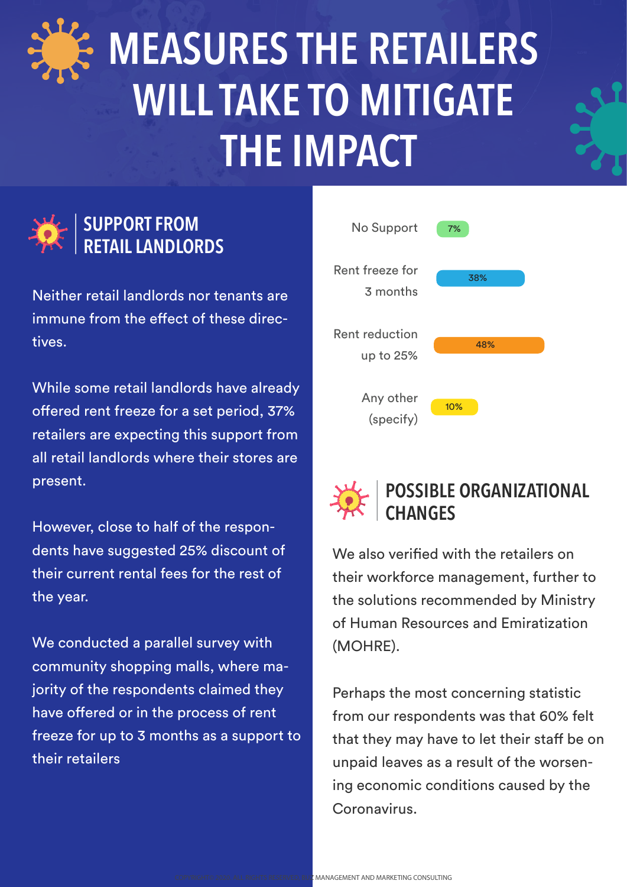# MEASURES THE RETAILERS WILL TAKE TO MITIGATE THE IMPACT

## SUPPORT FROM RETAIL LANDLORDS

Neither retail landlords nor tenants are immune from the effect of these directives.

While some retail landlords have already offered rent freeze for a set period, 37% retailers are expecting this support from all retail landlords where their stores are present.

However, close to half of the respondents have suggested 25% discount of their current rental fees for the rest of the year.

We conducted a parallel survey with community shopping malls, where majority of the respondents claimed they have offered or in the process of rent freeze for up to 3 months as a support to their retailers

| Support | % |
|---|---|
| No Support | 7% |
| Rent freeze for 3 months | 38% |
| Rent reduction up to 25% | 48% |
| Any other (specify) | 10% |

## POSSIBLE ORGANIZATIONAL CHANGES

We also verified with the retailers on their workforce management, further to the solutions recommended by Ministry of Human Resources and Emiratization (MOHRE).

Perhaps the most concerning statistic from our respondents was that 60% felt that they may have to let their staff be on unpaid leaves as a result of the worsening economic conditions caused by the Coronavirus.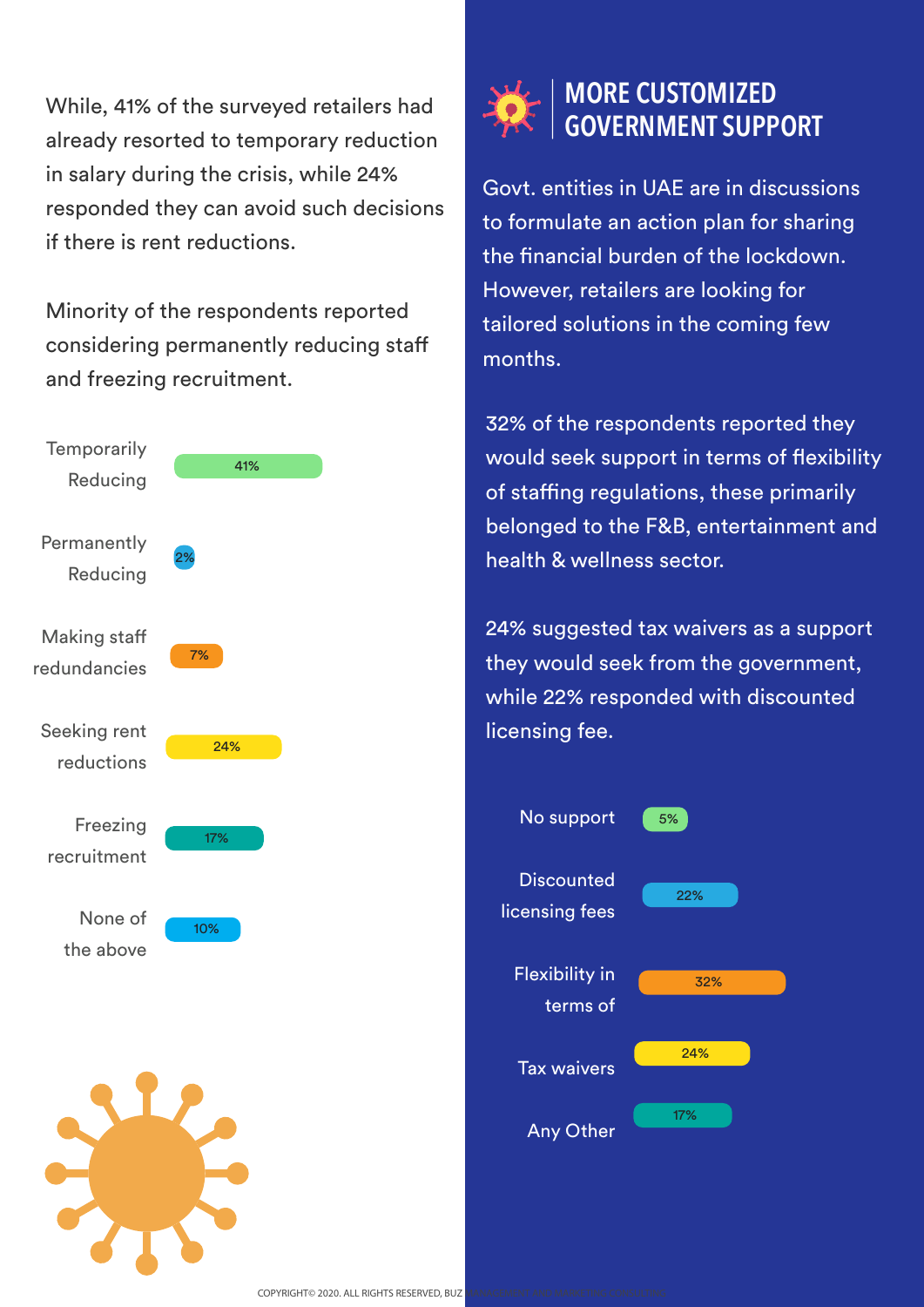While, 41% of the surveyed retailers had already resorted to temporary reduction in salary during the crisis, while 24% responded they can avoid such decisions if there is rent reductions.

Minority of the respondents reported considering permanently reducing staff and freezing recruitment.

| Response | Percentage |
|---|---|
| Temporarily Reducing | 41% |
| Permanently Reducing | 2% |
| Making staff redundancies | 7% |
| Seeking rent reductions | 24% |
| Freezing recruitment | 17% |
| None of the above | 10% |

## MORE CUSTOMIZED GOVERNMENT SUPPORT

Govt. entities in UAE are in discussions to formulate an action plan for sharing the financial burden of the lockdown. However, retailers are looking for tailored solutions in the coming few months.

32% of the respondents reported they would seek support in terms of flexibility of staffing regulations, these primarily belonged to the F&B, entertainment and health & wellness sector.

24% suggested tax waivers as a support they would seek from the government, while 22% responded with discounted licensing fee.

| Support | Percentage |
|---|---|
| No support | 5% |
| Discounted licensing fees | 22% |
| Flexibility in terms of | 32% |
| Tax waivers | 24% |
| Any Other | 17% |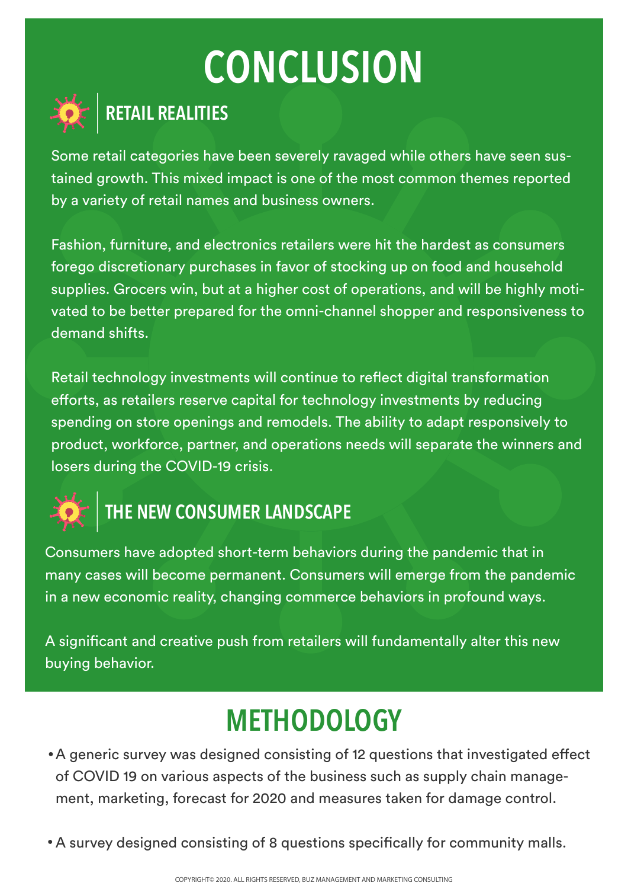# CONCLUSION

## RETAIL REALITIES

Some retail categories have been severely ravaged while others have seen sustained growth. This mixed impact is one of the most common themes reported by a variety of retail names and business owners.

Fashion, furniture, and electronics retailers were hit the hardest as consumers forego discretionary purchases in favor of stocking up on food and household supplies. Grocers win, but at a higher cost of operations, and will be highly motivated to be better prepared for the omni-channel shopper and responsiveness to demand shifts.

Retail technology investments will continue to reflect digital transformation efforts, as retailers reserve capital for technology investments by reducing spending on store openings and remodels. The ability to adapt responsively to product, workforce, partner, and operations needs will separate the winners and losers during the COVID-19 crisis.

## THE NEW CONSUMER LANDSCAPE

Consumers have adopted short-term behaviors during the pandemic that in many cases will become permanent. Consumers will emerge from the pandemic in a new economic reality, changing commerce behaviors in profound ways.

A significant and creative push from retailers will fundamentally alter this new buying behavior.

# METHODOLOGY

- A generic survey was designed consisting of 12 questions that investigated effect of COVID 19 on various aspects of the business such as supply chain management, marketing, forecast for 2020 and measures taken for damage control.
- A survey designed consisting of 8 questions specifically for community malls.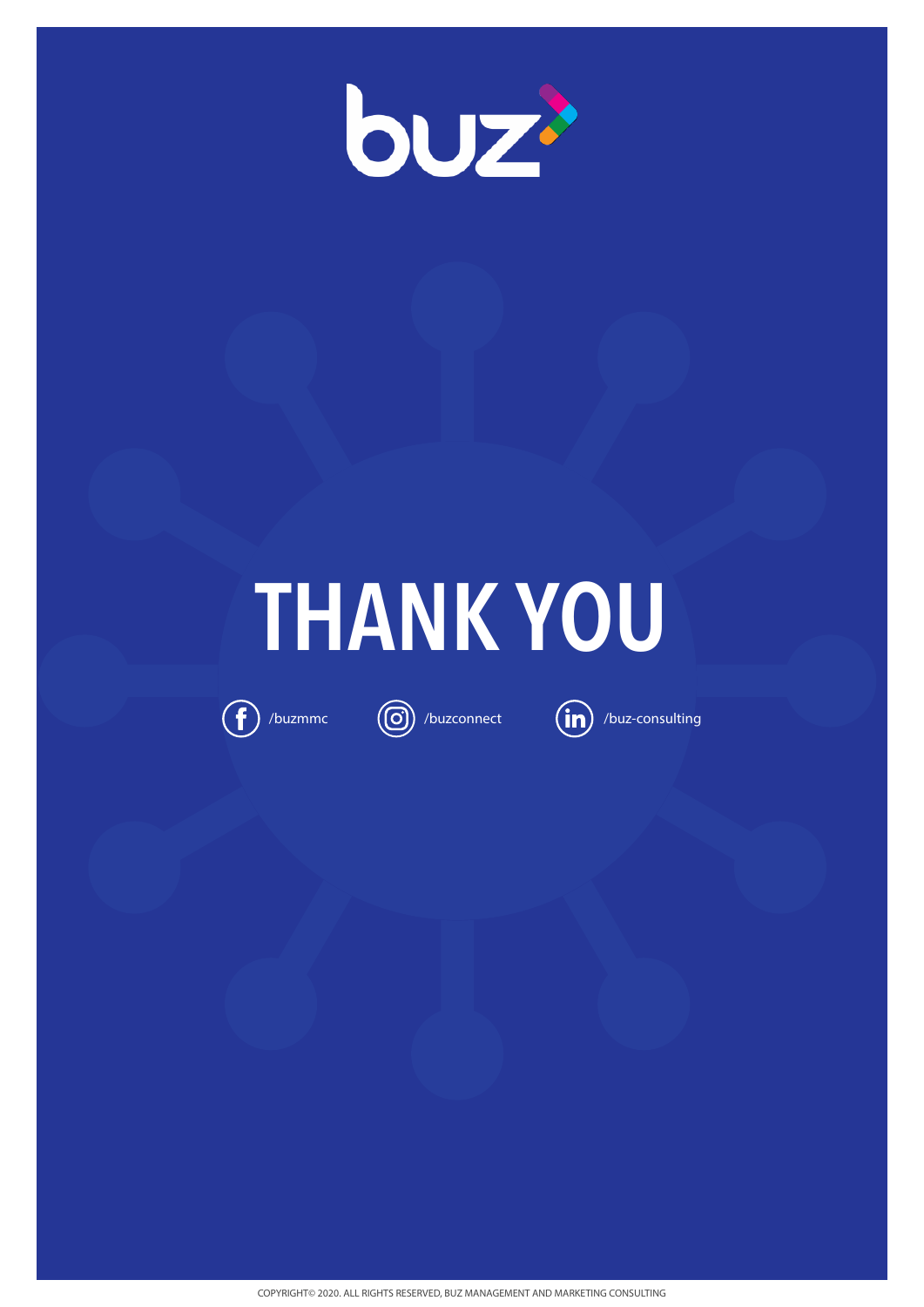buz

# THANK YOU

/buzmmc /buzconnect /buz-consulting

COPYRIGHT© 2020. ALL RIGHTS RESERVED, BUZ MANAGEMENT AND MARKETING CONSULTING